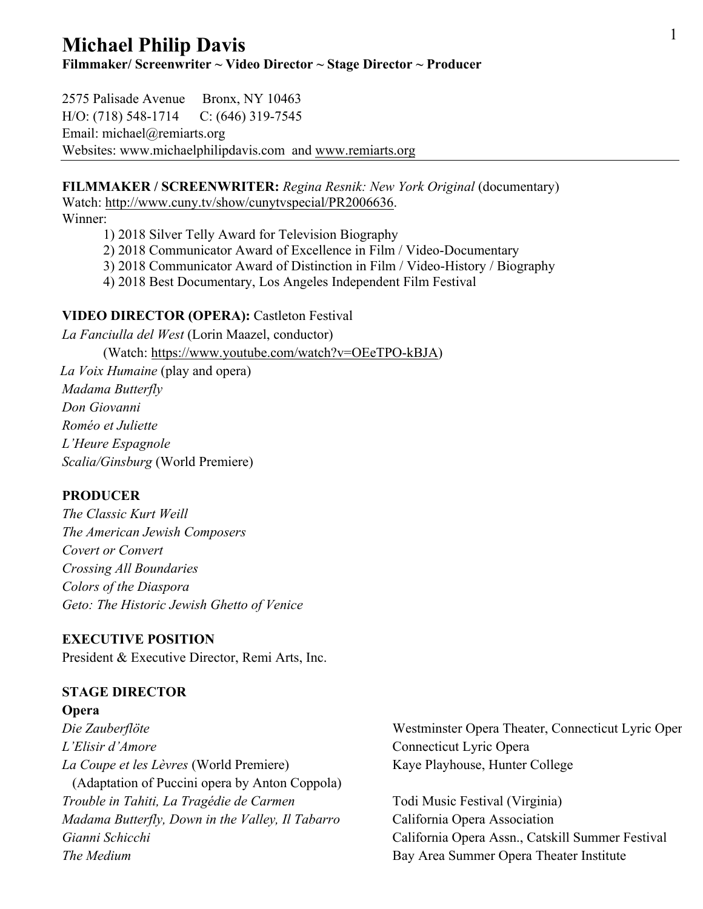# Michael Philip Davis

**Filmmaker/ Screenwriter ~ Video Director ~ Stage Director ~ Producer**

2575 Palisade Avenue     Bronx, NY 10463
H/O: (718) 548-1714     C: (646) 319-7545
Email: michael@remiarts.org
Websites: www.michaelphilipdavis.com  and www.remiarts.org

---

**FILMMAKER / SCREENWRITER:** *Regina Resnik: New York Original* (documentary)
Watch: http://www.cuny.tv/show/cunytvspecial/PR2006636.
Winner:

1) 2018 Silver Telly Award for Television Biography
2) 2018 Communicator Award of Excellence in Film / Video-Documentary
3) 2018 Communicator Award of Distinction in Film / Video-History / Biography
4) 2018 Best Documentary, Los Angeles Independent Film Festival

**VIDEO DIRECTOR (OPERA):** Castleton Festival

*La Fanciulla del West* (Lorin Maazel, conductor)
(Watch: https://www.youtube.com/watch?v=OEeTPO-kBJA)
*La Voix Humaine* (play and opera)
*Madama Butterfly*
*Don Giovanni*
*Roméo et Juliette*
*L'Heure Espagnole*
*Scalia/Ginsburg* (World Premiere)

**PRODUCER**

*The Classic Kurt Weill*
*The American Jewish Composers*
*Covert or Convert*
*Crossing All Boundaries*
*Colors of the Diaspora*
*Geto: The Historic Jewish Ghetto of Venice*

**EXECUTIVE POSITION**

President & Executive Director, Remi Arts, Inc.

**STAGE DIRECTOR**

**Opera**

| | |
|---|---|
| *Die Zauberflöte* | Westminster Opera Theater, Connecticut Lyric Oper |
| *L'Elisir d'Amore* | Connecticut Lyric Opera |
| *La Coupe et les Lèvres* (World Premiere) (Adaptation of Puccini opera by Anton Coppola) | Kaye Playhouse, Hunter College |
| *Trouble in Tahiti, La Tragédie de Carmen* | Todi Music Festival (Virginia) |
| *Madama Butterfly, Down in the Valley, Il Tabarro* | California Opera Association |
| *Gianni Schicchi* | California Opera Assn., Catskill Summer Festival |
| *The Medium* | Bay Area Summer Opera Theater Institute |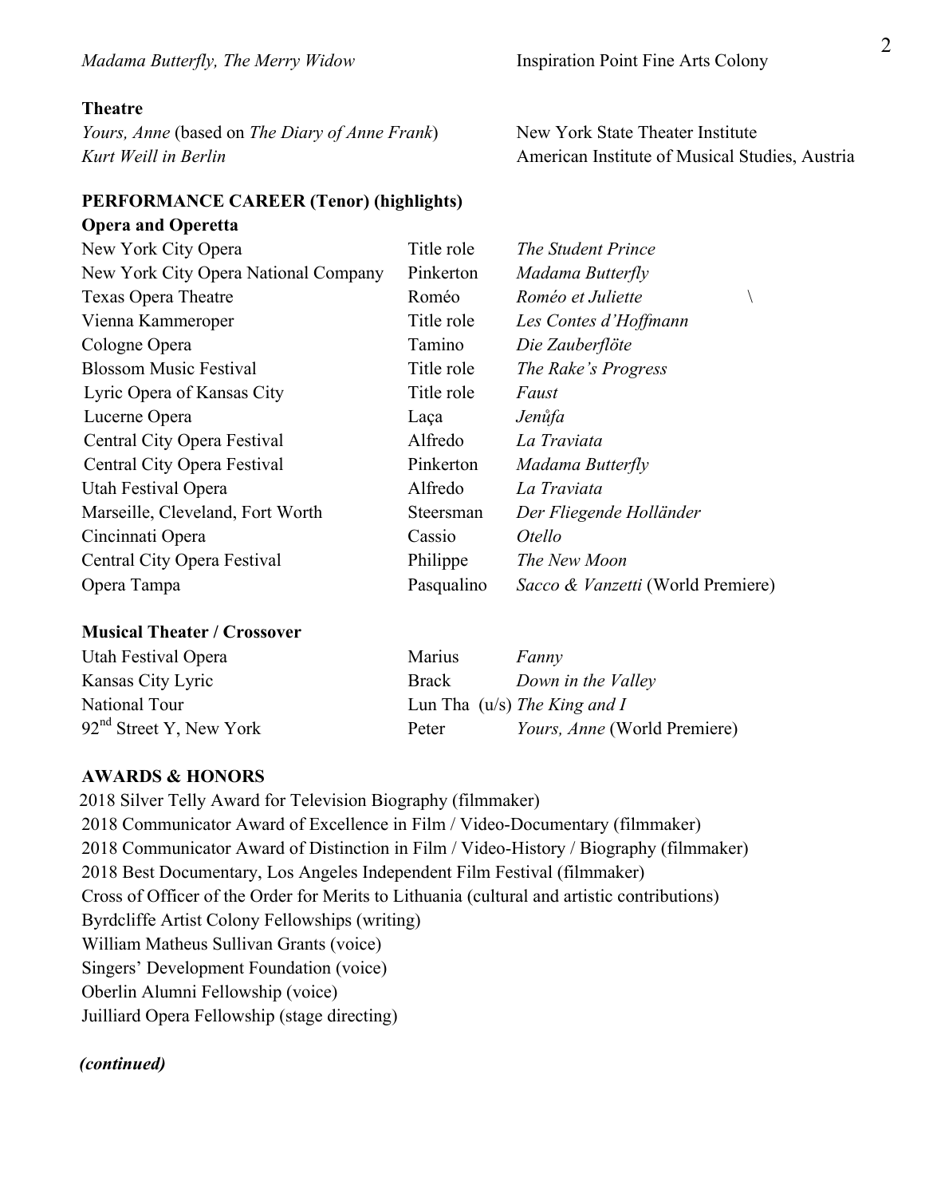| | |
|---|---|
| *Madama Butterfly, The Merry Widow* | Inspiration Point Fine Arts Colony |

**Theatre**

| | |
|---|---|
| *Yours, Anne* (based on *The Diary of Anne Frank*) | New York State Theater Institute |
| *Kurt Weill in Berlin* | American Institute of Musical Studies, Austria |

**PERFORMANCE CAREER (Tenor) (highlights)**

**Opera and Operetta**

| | | |
|---|---|---|
| New York City Opera | Title role | *The Student Prince* |
| New York City Opera National Company | Pinkerton | *Madama Butterfly* |
| Texas Opera Theatre | Roméo | *Roméo et Juliette* |
| Vienna Kammeroper | Title role | *Les Contes d'Hoffmann* |
| Cologne Opera | Tamino | *Die Zauberflöte* |
| Blossom Music Festival | Title role | *The Rake's Progress* |
| Lyric Opera of Kansas City | Title role | *Faust* |
| Lucerne Opera | Laça | *Jenůfa* |
| Central City Opera Festival | Alfredo | *La Traviata* |
| Central City Opera Festival | Pinkerton | *Madama Butterfly* |
| Utah Festival Opera | Alfredo | *La Traviata* |
| Marseille, Cleveland, Fort Worth | Steersman | *Der Fliegende Holländer* |
| Cincinnati Opera | Cassio | *Otello* |
| Central City Opera Festival | Philippe | *The New Moon* |
| Opera Tampa | Pasqualino | *Sacco & Vanzetti* (World Premiere) |

**Musical Theater / Crossover**

| | | |
|---|---|---|
| Utah Festival Opera | Marius | *Fanny* |
| Kansas City Lyric | Brack | *Down in the Valley* |
| National Tour | Lun Tha (u/s) | *The King and I* |
| 92nd Street Y, New York | Peter | *Yours, Anne* (World Premiere) |

**AWARDS & HONORS**

2018 Silver Telly Award for Television Biography (filmmaker)
2018 Communicator Award of Excellence in Film / Video-Documentary (filmmaker)
2018 Communicator Award of Distinction in Film / Video-History / Biography (filmmaker)
2018 Best Documentary, Los Angeles Independent Film Festival (filmmaker)
Cross of Officer of the Order for Merits to Lithuania (cultural and artistic contributions)
Byrdcliffe Artist Colony Fellowships (writing)
William Matheus Sullivan Grants (voice)
Singers' Development Foundation (voice)
Oberlin Alumni Fellowship (voice)
Juilliard Opera Fellowship (stage directing)

***(continued)***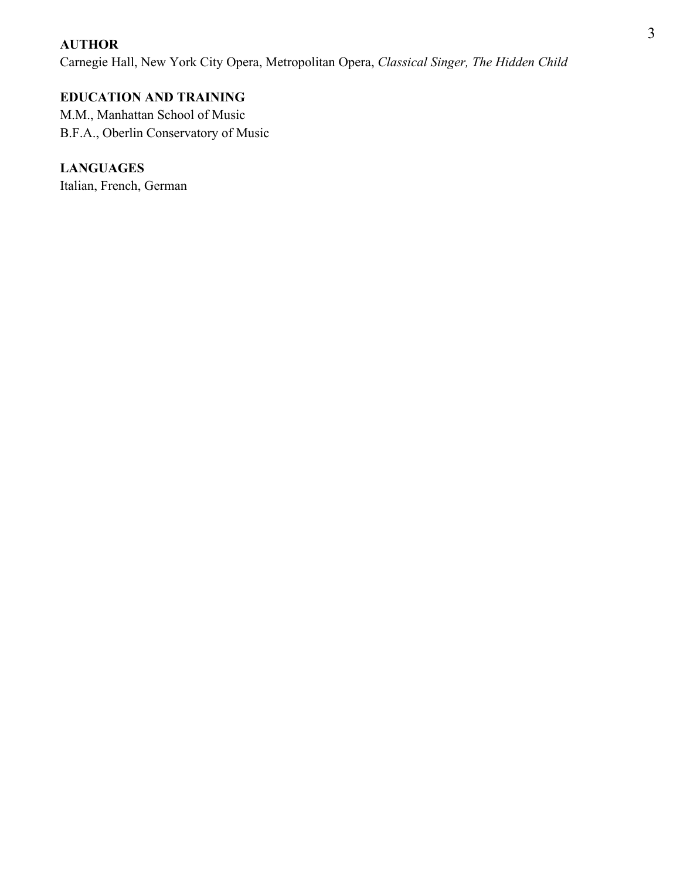**AUTHOR**
Carnegie Hall, New York City Opera, Metropolitan Opera, *Classical Singer, The Hidden Child*

**EDUCATION AND TRAINING**
M.M., Manhattan School of Music
B.F.A., Oberlin Conservatory of Music

**LANGUAGES**
Italian, French, German